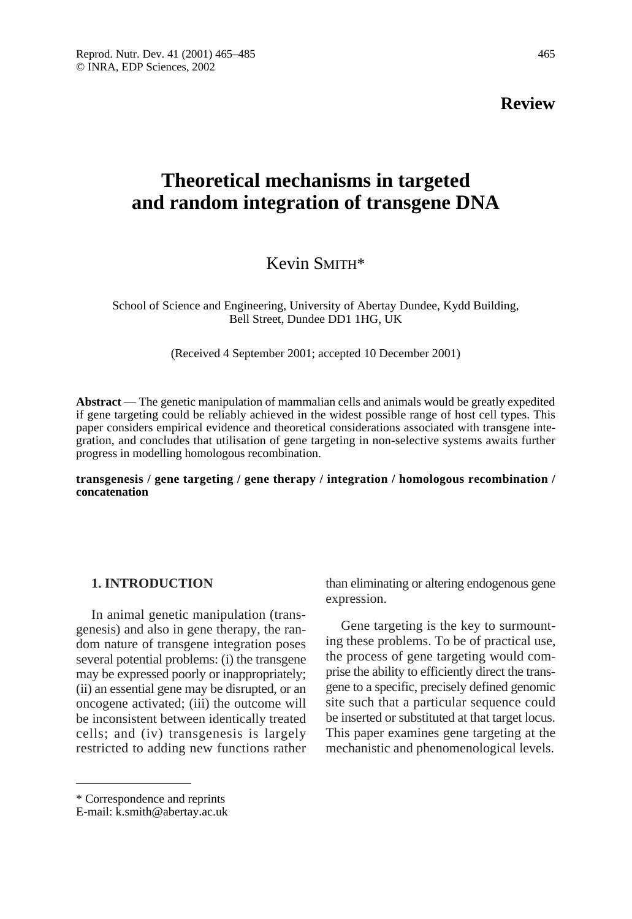**Review**

# Theoretical mechanisms in targeted and random integration of transgene DNA

Kevin SMITH*

School of Science and Engineering, University of Abertay Dundee, Kydd Building, Bell Street, Dundee DD1 1HG, UK

(Received 4 September 2001; accepted 10 December 2001)

**Abstract** — The genetic manipulation of mammalian cells and animals would be greatly expedited if gene targeting could be reliably achieved in the widest possible range of host cell types. This paper considers empirical evidence and theoretical considerations associated with transgene integration, and concludes that utilisation of gene targeting in non-selective systems awaits further progress in modelling homologous recombination.

**transgenesis / gene targeting / gene therapy / integration / homologous recombination / concatenation**

## 1. INTRODUCTION

In animal genetic manipulation (transgenesis) and also in gene therapy, the random nature of transgene integration poses several potential problems: (i) the transgene may be expressed poorly or inappropriately; (ii) an essential gene may be disrupted, or an oncogene activated; (iii) the outcome will be inconsistent between identically treated cells; and (iv) transgenesis is largely restricted to adding new functions rather than eliminating or altering endogenous gene expression.

Gene targeting is the key to surmounting these problems. To be of practical use, the process of gene targeting would comprise the ability to efficiently direct the transgene to a specific, precisely defined genomic site such that a particular sequence could be inserted or substituted at that target locus. This paper examines gene targeting at the mechanistic and phenomenological levels.

* Correspondence and reprints
E-mail: k.smith@abertay.ac.uk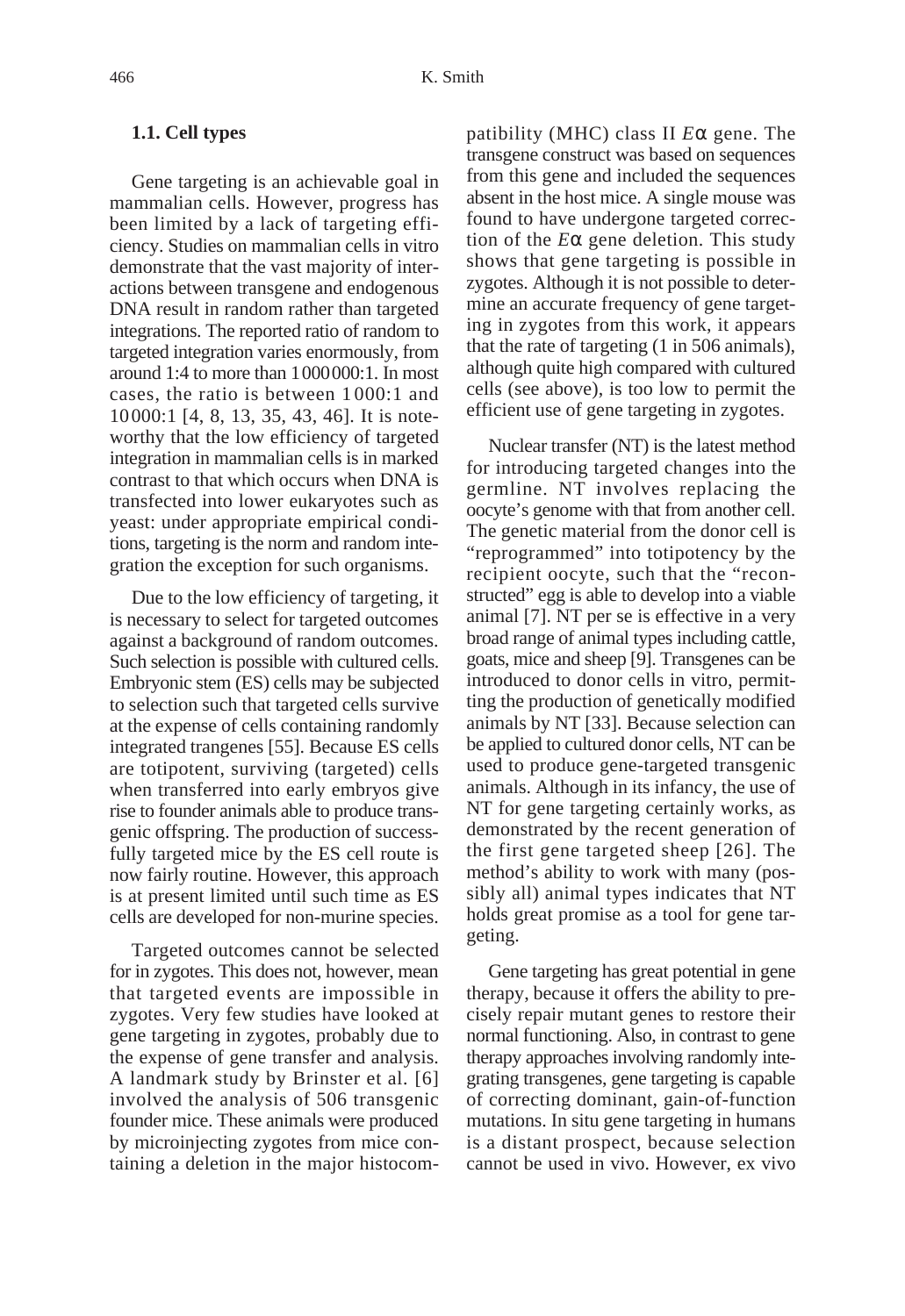### 1.1. Cell types

Gene targeting is an achievable goal in mammalian cells. However, progress has been limited by a lack of targeting efficiency. Studies on mammalian cells in vitro demonstrate that the vast majority of interactions between transgene and endogenous DNA result in random rather than targeted integrations. The reported ratio of random to targeted integration varies enormously, from around 1:4 to more than 1000000:1. In most cases, the ratio is between 1000:1 and 10000:1 [4, 8, 13, 35, 43, 46]. It is noteworthy that the low efficiency of targeted integration in mammalian cells is in marked contrast to that which occurs when DNA is transfected into lower eukaryotes such as yeast: under appropriate empirical conditions, targeting is the norm and random integration the exception for such organisms.

Due to the low efficiency of targeting, it is necessary to select for targeted outcomes against a background of random outcomes. Such selection is possible with cultured cells. Embryonic stem (ES) cells may be subjected to selection such that targeted cells survive at the expense of cells containing randomly integrated trangenes [55]. Because ES cells are totipotent, surviving (targeted) cells when transferred into early embryos give rise to founder animals able to produce transgenic offspring. The production of successfully targeted mice by the ES cell route is now fairly routine. However, this approach is at present limited until such time as ES cells are developed for non-murine species.

Targeted outcomes cannot be selected for in zygotes. This does not, however, mean that targeted events are impossible in zygotes. Very few studies have looked at gene targeting in zygotes, probably due to the expense of gene transfer and analysis. A landmark study by Brinster et al. [6] involved the analysis of 506 transgenic founder mice. These animals were produced by microinjecting zygotes from mice containing a deletion in the major histocompatibility (MHC) class II *E*α gene. The transgene construct was based on sequences from this gene and included the sequences absent in the host mice. A single mouse was found to have undergone targeted correction of the *E*α gene deletion. This study shows that gene targeting is possible in zygotes. Although it is not possible to determine an accurate frequency of gene targeting in zygotes from this work, it appears that the rate of targeting (1 in 506 animals), although quite high compared with cultured cells (see above), is too low to permit the efficient use of gene targeting in zygotes.

Nuclear transfer (NT) is the latest method for introducing targeted changes into the germline. NT involves replacing the oocyte's genome with that from another cell. The genetic material from the donor cell is "reprogrammed" into totipotency by the recipient oocyte, such that the "reconstructed" egg is able to develop into a viable animal [7]. NT per se is effective in a very broad range of animal types including cattle, goats, mice and sheep [9]. Transgenes can be introduced to donor cells in vitro, permitting the production of genetically modified animals by NT [33]. Because selection can be applied to cultured donor cells, NT can be used to produce gene-targeted transgenic animals. Although in its infancy, the use of NT for gene targeting certainly works, as demonstrated by the recent generation of the first gene targeted sheep [26]. The method's ability to work with many (possibly all) animal types indicates that NT holds great promise as a tool for gene targeting.

Gene targeting has great potential in gene therapy, because it offers the ability to precisely repair mutant genes to restore their normal functioning. Also, in contrast to gene therapy approaches involving randomly integrating transgenes, gene targeting is capable of correcting dominant, gain-of-function mutations. In situ gene targeting in humans is a distant prospect, because selection cannot be used in vivo. However, ex vivo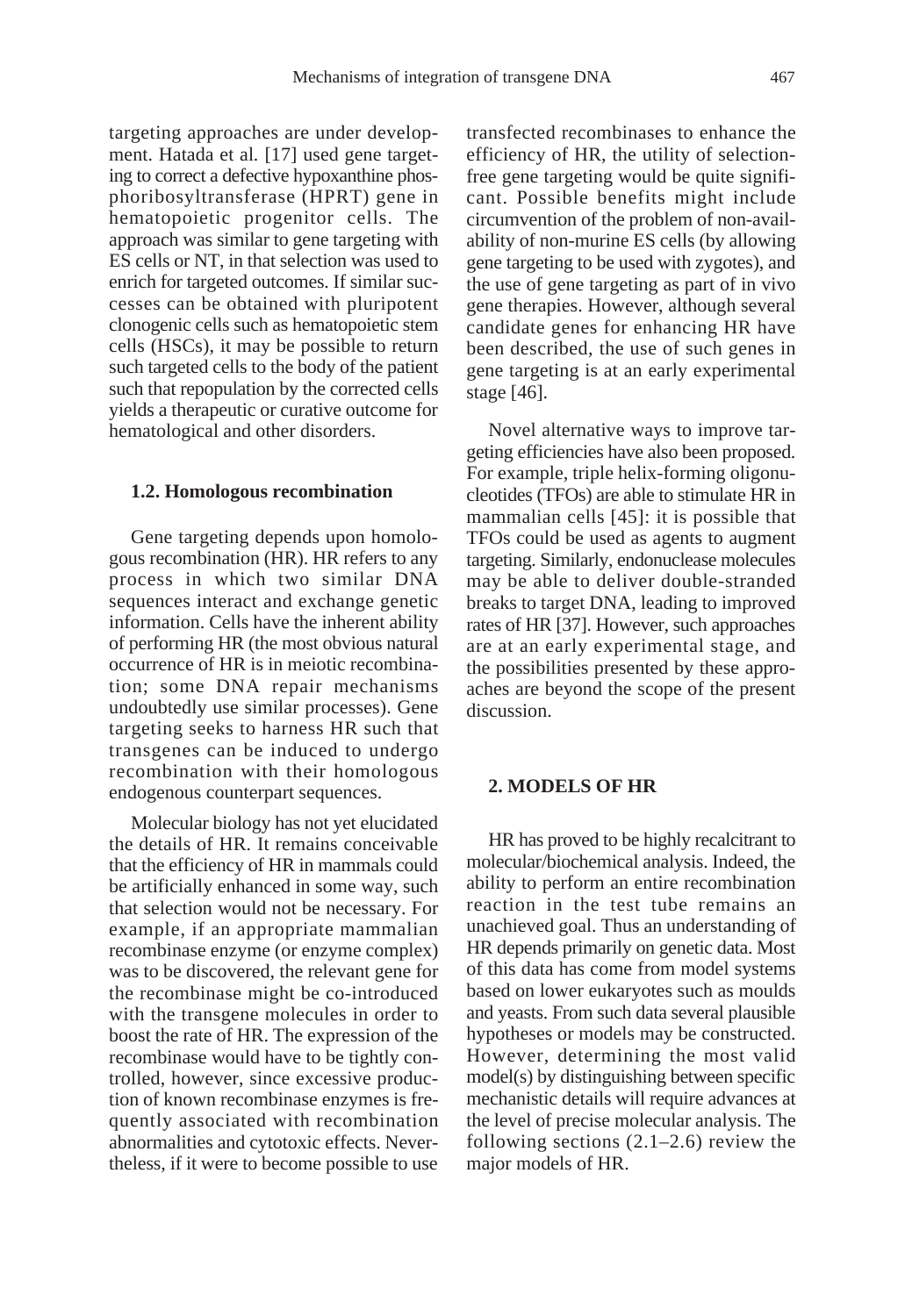targeting approaches are under development. Hatada et al. [17] used gene targeting to correct a defective hypoxanthine phosphoribosyltransferase (HPRT) gene in hematopoietic progenitor cells. The approach was similar to gene targeting with ES cells or NT, in that selection was used to enrich for targeted outcomes. If similar successes can be obtained with pluripotent clonogenic cells such as hematopoietic stem cells (HSCs), it may be possible to return such targeted cells to the body of the patient such that repopulation by the corrected cells yields a therapeutic or curative outcome for hematological and other disorders.

### 1.2. Homologous recombination

Gene targeting depends upon homologous recombination (HR). HR refers to any process in which two similar DNA sequences interact and exchange genetic information. Cells have the inherent ability of performing HR (the most obvious natural occurrence of HR is in meiotic recombination; some DNA repair mechanisms undoubtedly use similar processes). Gene targeting seeks to harness HR such that transgenes can be induced to undergo recombination with their homologous endogenous counterpart sequences.

Molecular biology has not yet elucidated the details of HR. It remains conceivable that the efficiency of HR in mammals could be artificially enhanced in some way, such that selection would not be necessary. For example, if an appropriate mammalian recombinase enzyme (or enzyme complex) was to be discovered, the relevant gene for the recombinase might be co-introduced with the transgene molecules in order to boost the rate of HR. The expression of the recombinase would have to be tightly controlled, however, since excessive production of known recombinase enzymes is frequently associated with recombination abnormalities and cytotoxic effects. Nevertheless, if it were to become possible to use transfected recombinases to enhance the efficiency of HR, the utility of selection-free gene targeting would be quite significant. Possible benefits might include circumvention of the problem of non-availability of non-murine ES cells (by allowing gene targeting to be used with zygotes), and the use of gene targeting as part of in vivo gene therapies. However, although several candidate genes for enhancing HR have been described, the use of such genes in gene targeting is at an early experimental stage [46].

Novel alternative ways to improve targeting efficiencies have also been proposed. For example, triple helix-forming oligonucleotides (TFOs) are able to stimulate HR in mammalian cells [45]: it is possible that TFOs could be used as agents to augment targeting. Similarly, endonuclease molecules may be able to deliver double-stranded breaks to target DNA, leading to improved rates of HR [37]. However, such approaches are at an early experimental stage, and the possibilities presented by these approaches are beyond the scope of the present discussion.

## 2. MODELS OF HR

HR has proved to be highly recalcitrant to molecular/biochemical analysis. Indeed, the ability to perform an entire recombination reaction in the test tube remains an unachieved goal. Thus an understanding of HR depends primarily on genetic data. Most of this data has come from model systems based on lower eukaryotes such as moulds and yeasts. From such data several plausible hypotheses or models may be constructed. However, determining the most valid model(s) by distinguishing between specific mechanistic details will require advances at the level of precise molecular analysis. The following sections (2.1–2.6) review the major models of HR.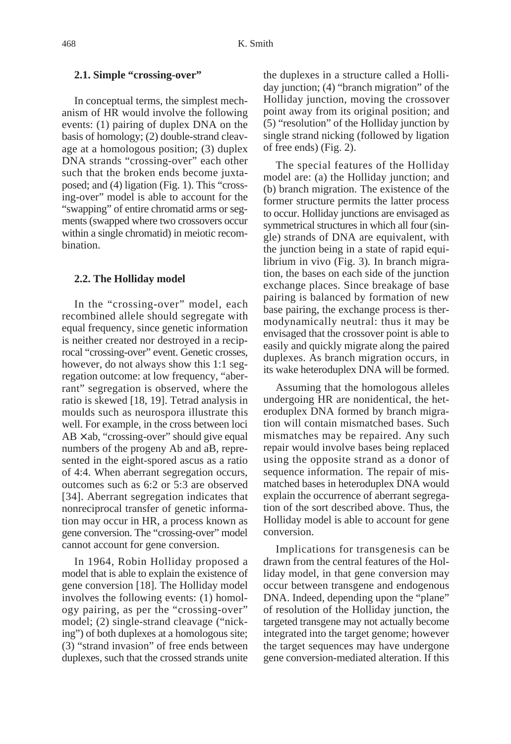### 2.1. Simple "crossing-over"

In conceptual terms, the simplest mechanism of HR would involve the following events: (1) pairing of duplex DNA on the basis of homology; (2) double-strand cleavage at a homologous position; (3) duplex DNA strands "crossing-over" each other such that the broken ends become juxtaposed; and (4) ligation (Fig. 1). This "crossing-over" model is able to account for the "swapping" of entire chromatid arms or segments (swapped where two crossovers occur within a single chromatid) in meiotic recombination.

### 2.2. The Holliday model

In the "crossing-over" model, each recombined allele should segregate with equal frequency, since genetic information is neither created nor destroyed in a reciprocal "crossing-over" event. Genetic crosses, however, do not always show this 1:1 segregation outcome: at low frequency, "aberrant" segregation is observed, where the ratio is skewed [18, 19]. Tetrad analysis in moulds such as neurospora illustrate this well. For example, in the cross between loci AB × ab, "crossing-over" should give equal numbers of the progeny Ab and aB, represented in the eight-spored ascus as a ratio of 4:4. When aberrant segregation occurs, outcomes such as 6:2 or 5:3 are observed [34]. Aberrant segregation indicates that nonreciprocal transfer of genetic information may occur in HR, a process known as gene conversion. The "crossing-over" model cannot account for gene conversion.

In 1964, Robin Holliday proposed a model that is able to explain the existence of gene conversion [18]. The Holliday model involves the following events: (1) homology pairing, as per the "crossing-over" model; (2) single-strand cleavage ("nicking") of both duplexes at a homologous site; (3) "strand invasion" of free ends between duplexes, such that the crossed strands unite the duplexes in a structure called a Holliday junction; (4) "branch migration" of the Holliday junction, moving the crossover point away from its original position; and (5) "resolution" of the Holliday junction by single strand nicking (followed by ligation of free ends) (Fig. 2).

The special features of the Holliday model are: (a) the Holliday junction; and (b) branch migration. The existence of the former structure permits the latter process to occur. Holliday junctions are envisaged as symmetrical structures in which all four (single) strands of DNA are equivalent, with the junction being in a state of rapid equilibrium in vivo (Fig. 3). In branch migration, the bases on each side of the junction exchange places. Since breakage of base pairing is balanced by formation of new base pairing, the exchange process is thermodynamically neutral: thus it may be envisaged that the crossover point is able to easily and quickly migrate along the paired duplexes. As branch migration occurs, in its wake heteroduplex DNA will be formed.

Assuming that the homologous alleles undergoing HR are nonidentical, the heteroduplex DNA formed by branch migration will contain mismatched bases. Such mismatches may be repaired. Any such repair would involve bases being replaced using the opposite strand as a donor of sequence information. The repair of mismatched bases in heteroduplex DNA would explain the occurrence of aberrant segregation of the sort described above. Thus, the Holliday model is able to account for gene conversion.

Implications for transgenesis can be drawn from the central features of the Holliday model, in that gene conversion may occur between transgene and endogenous DNA. Indeed, depending upon the "plane" of resolution of the Holliday junction, the targeted transgene may not actually become integrated into the target genome; however the target sequences may have undergone gene conversion-mediated alteration. If this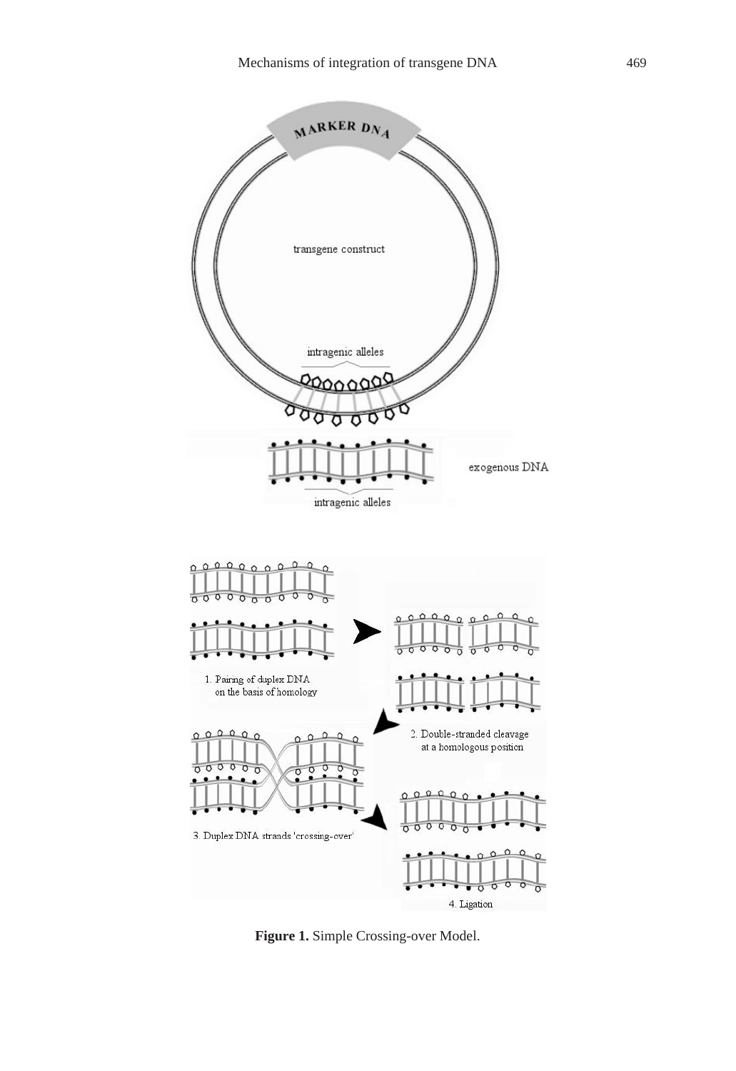**Figure 1.** Simple Crossing-over Model.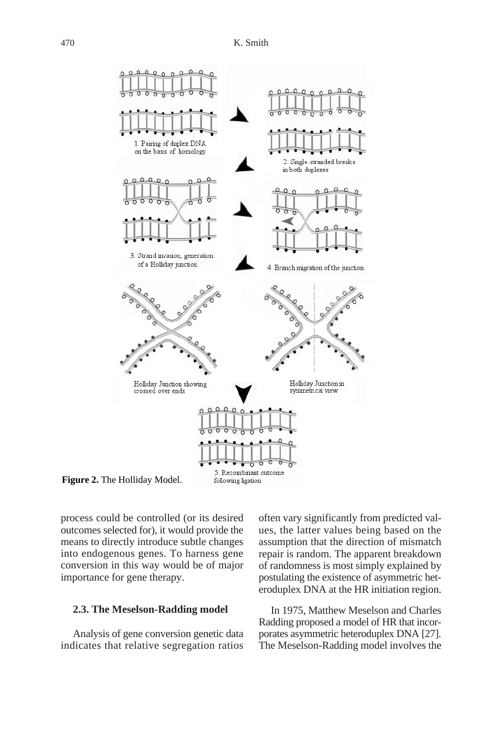1. Pairing of duplex DNA on the basis of homology

2. Single-stranded breaks in both duplexes

3. Strand invasion, generation of a Holliday junction

4. Branch migration of the junction

Holliday Junction showing crossed over ends

Holliday Junction in symmetrical view

5. Recombinant outcome following ligation

**Figure 2.** The Holliday Model.

process could be controlled (or its desired outcomes selected for), it would provide the means to directly introduce subtle changes into endogenous genes. To harness gene conversion in this way would be of major importance for gene therapy.

### 2.3. The Meselson-Radding model

Analysis of gene conversion genetic data indicates that relative segregation ratios often vary significantly from predicted values, the latter values being based on the assumption that the direction of mismatch repair is random. The apparent breakdown of randomness is most simply explained by postulating the existence of asymmetric heteroduplex DNA at the HR initiation region.

In 1975, Matthew Meselson and Charles Radding proposed a model of HR that incorporates asymmetric heteroduplex DNA [27]. The Meselson-Radding model involves the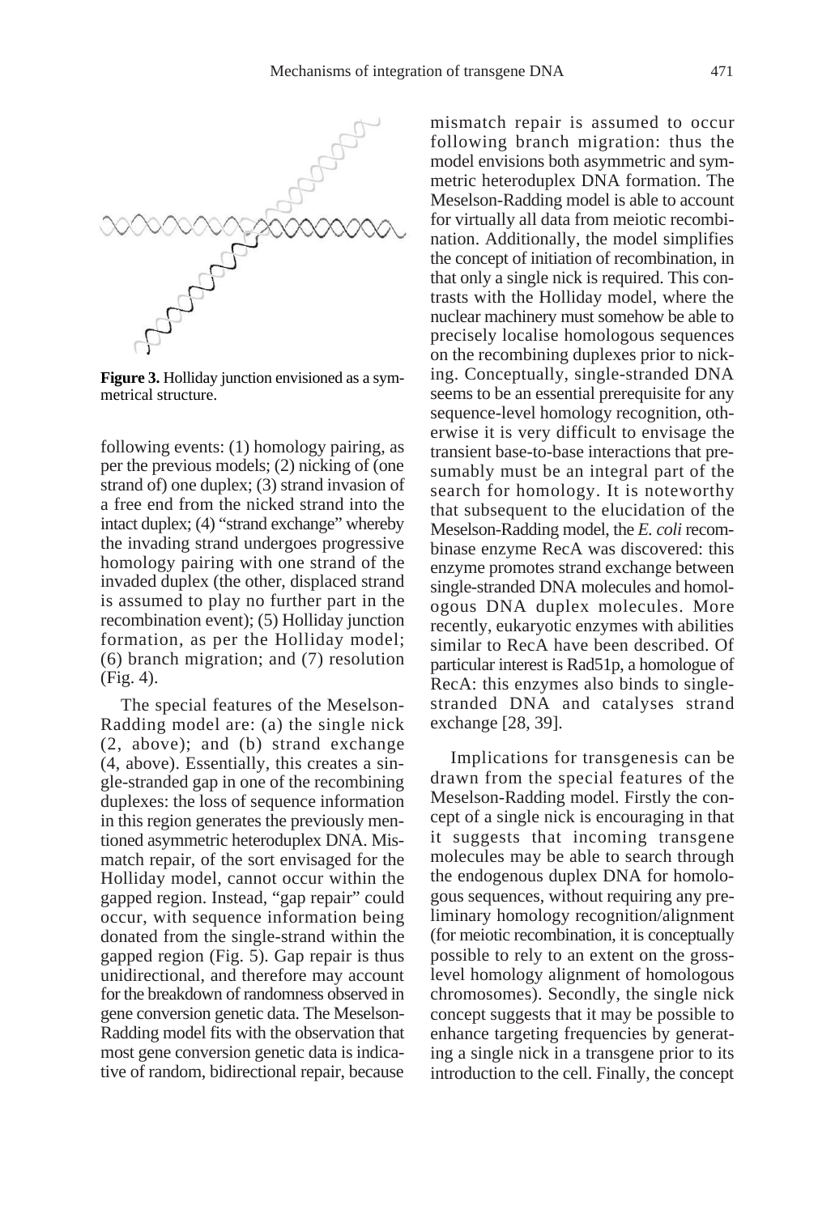**Figure 3.** Holliday junction envisioned as a symmetrical structure.

following events: (1) homology pairing, as per the previous models; (2) nicking of (one strand of) one duplex; (3) strand invasion of a free end from the nicked strand into the intact duplex; (4) "strand exchange" whereby the invading strand undergoes progressive homology pairing with one strand of the invaded duplex (the other, displaced strand is assumed to play no further part in the recombination event); (5) Holliday junction formation, as per the Holliday model; (6) branch migration; and (7) resolution (Fig. 4).

The special features of the Meselson-Radding model are: (a) the single nick (2, above); and (b) strand exchange (4, above). Essentially, this creates a single-stranded gap in one of the recombining duplexes: the loss of sequence information in this region generates the previously mentioned asymmetric heteroduplex DNA. Mismatch repair, of the sort envisaged for the Holliday model, cannot occur within the gapped region. Instead, "gap repair" could occur, with sequence information being donated from the single-strand within the gapped region (Fig. 5). Gap repair is thus unidirectional, and therefore may account for the breakdown of randomness observed in gene conversion genetic data. The Meselson-Radding model fits with the observation that most gene conversion genetic data is indicative of random, bidirectional repair, because mismatch repair is assumed to occur following branch migration: thus the model envisions both asymmetric and symmetric heteroduplex DNA formation. The Meselson-Radding model is able to account for virtually all data from meiotic recombination. Additionally, the model simplifies the concept of initiation of recombination, in that only a single nick is required. This contrasts with the Holliday model, where the nuclear machinery must somehow be able to precisely localise homologous sequences on the recombining duplexes prior to nicking. Conceptually, single-stranded DNA seems to be an essential prerequisite for any sequence-level homology recognition, otherwise it is very difficult to envisage the transient base-to-base interactions that presumably must be an integral part of the search for homology. It is noteworthy that subsequent to the elucidation of the Meselson-Radding model, the *E. coli* recombinase enzyme RecA was discovered: this enzyme promotes strand exchange between single-stranded DNA molecules and homologous DNA duplex molecules. More recently, eukaryotic enzymes with abilities similar to RecA have been described. Of particular interest is Rad51p, a homologue of RecA: this enzymes also binds to single-stranded DNA and catalyses strand exchange [28, 39].

Implications for transgenesis can be drawn from the special features of the Meselson-Radding model. Firstly the concept of a single nick is encouraging in that it suggests that incoming transgene molecules may be able to search through the endogenous duplex DNA for homologous sequences, without requiring any preliminary homology recognition/alignment (for meiotic recombination, it is conceptually possible to rely to an extent on the gross-level homology alignment of homologous chromosomes). Secondly, the single nick concept suggests that it may be possible to enhance targeting frequencies by generating a single nick in a transgene prior to its introduction to the cell. Finally, the concept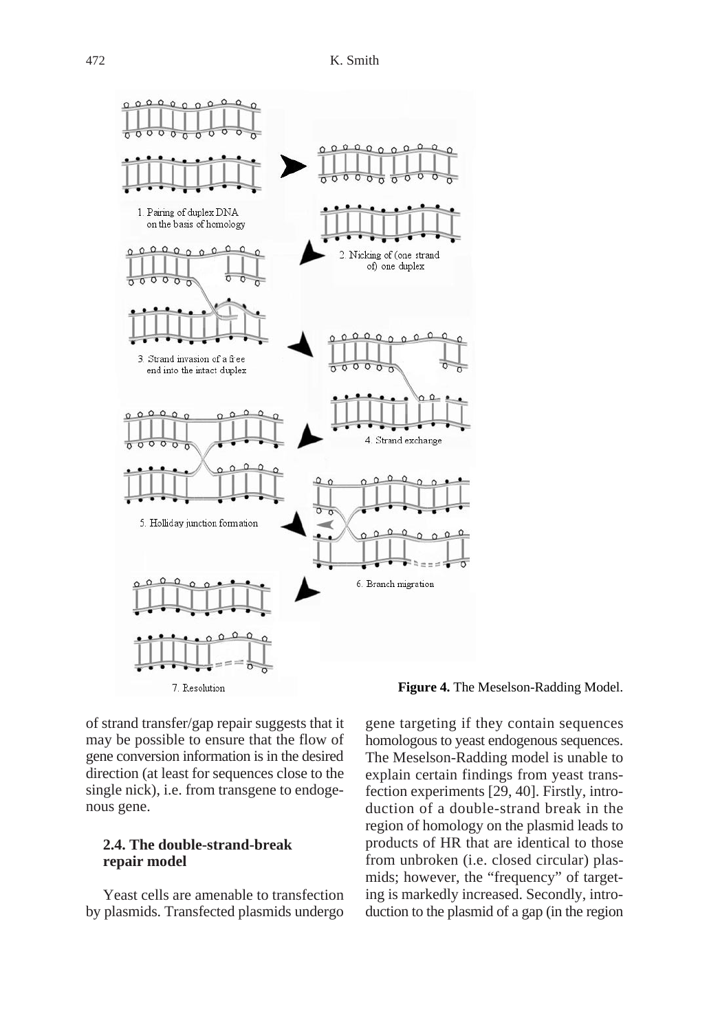1. Pairing of duplex DNA on the basis of homology

2. Nicking of (one strand of) one duplex

3. Strand invasion of a free end into the intact duplex

4. Strand exchange

5. Holliday junction formation

6. Branch migration

7. Resolution

**Figure 4.** The Meselson-Radding Model.

of strand transfer/gap repair suggests that it may be possible to ensure that the flow of gene conversion information is in the desired direction (at least for sequences close to the single nick), i.e. from transgene to endogenous gene.

### 2.4. The double-strand-break repair model

Yeast cells are amenable to transfection by plasmids. Transfected plasmids undergo gene targeting if they contain sequences homologous to yeast endogenous sequences. The Meselson-Radding model is unable to explain certain findings from yeast transfection experiments [29, 40]. Firstly, introduction of a double-strand break in the region of homology on the plasmid leads to products of HR that are identical to those from unbroken (i.e. closed circular) plasmids; however, the "frequency" of targeting is markedly increased. Secondly, introduction to the plasmid of a gap (in the region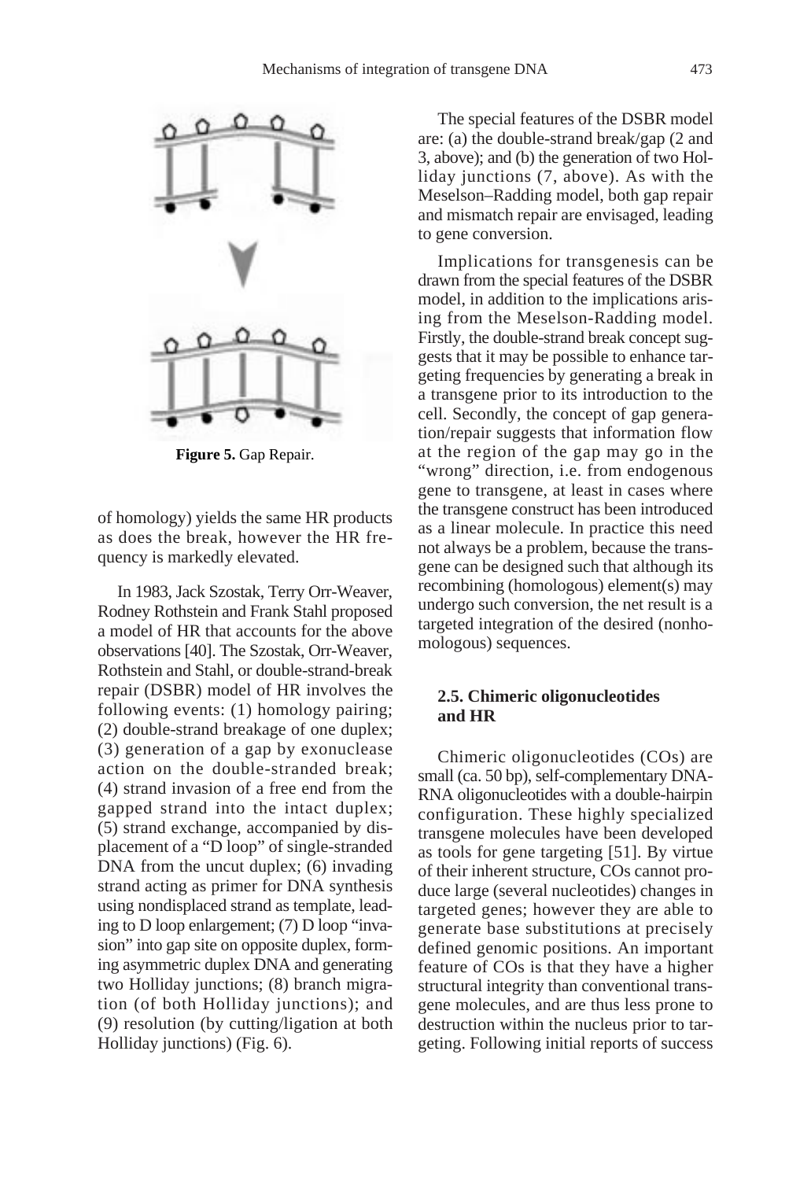Figure 5. Gap Repair.

of homology) yields the same HR products as does the break, however the HR frequency is markedly elevated.

In 1983, Jack Szostak, Terry Orr-Weaver, Rodney Rothstein and Frank Stahl proposed a model of HR that accounts for the above observations [40]. The Szostak, Orr-Weaver, Rothstein and Stahl, or double-strand-break repair (DSBR) model of HR involves the following events: (1) homology pairing; (2) double-strand breakage of one duplex; (3) generation of a gap by exonuclease action on the double-stranded break; (4) strand invasion of a free end from the gapped strand into the intact duplex; (5) strand exchange, accompanied by displacement of a "D loop" of single-stranded DNA from the uncut duplex; (6) invading strand acting as primer for DNA synthesis using nondisplaced strand as template, leading to D loop enlargement; (7) D loop "invasion" into gap site on opposite duplex, forming asymmetric duplex DNA and generating two Holliday junctions; (8) branch migration (of both Holliday junctions); and (9) resolution (by cutting/ligation at both Holliday junctions) (Fig. 6).

The special features of the DSBR model are: (a) the double-strand break/gap (2 and 3, above); and (b) the generation of two Holliday junctions (7, above). As with the Meselson–Radding model, both gap repair and mismatch repair are envisaged, leading to gene conversion.

Implications for transgenesis can be drawn from the special features of the DSBR model, in addition to the implications arising from the Meselson-Radding model. Firstly, the double-strand break concept suggests that it may be possible to enhance targeting frequencies by generating a break in a transgene prior to its introduction to the cell. Secondly, the concept of gap generation/repair suggests that information flow at the region of the gap may go in the "wrong" direction, i.e. from endogenous gene to transgene, at least in cases where the transgene construct has been introduced as a linear molecule. In practice this need not always be a problem, because the transgene can be designed such that although its recombining (homologous) element(s) may undergo such conversion, the net result is a targeted integration of the desired (nonhomologous) sequences.

### 2.5. Chimeric oligonucleotides and HR

Chimeric oligonucleotides (COs) are small (ca. 50 bp), self-complementary DNA-RNA oligonucleotides with a double-hairpin configuration. These highly specialized transgene molecules have been developed as tools for gene targeting [51]. By virtue of their inherent structure, COs cannot produce large (several nucleotides) changes in targeted genes; however they are able to generate base substitutions at precisely defined genomic positions. An important feature of COs is that they have a higher structural integrity than conventional transgene molecules, and are thus less prone to destruction within the nucleus prior to targeting. Following initial reports of success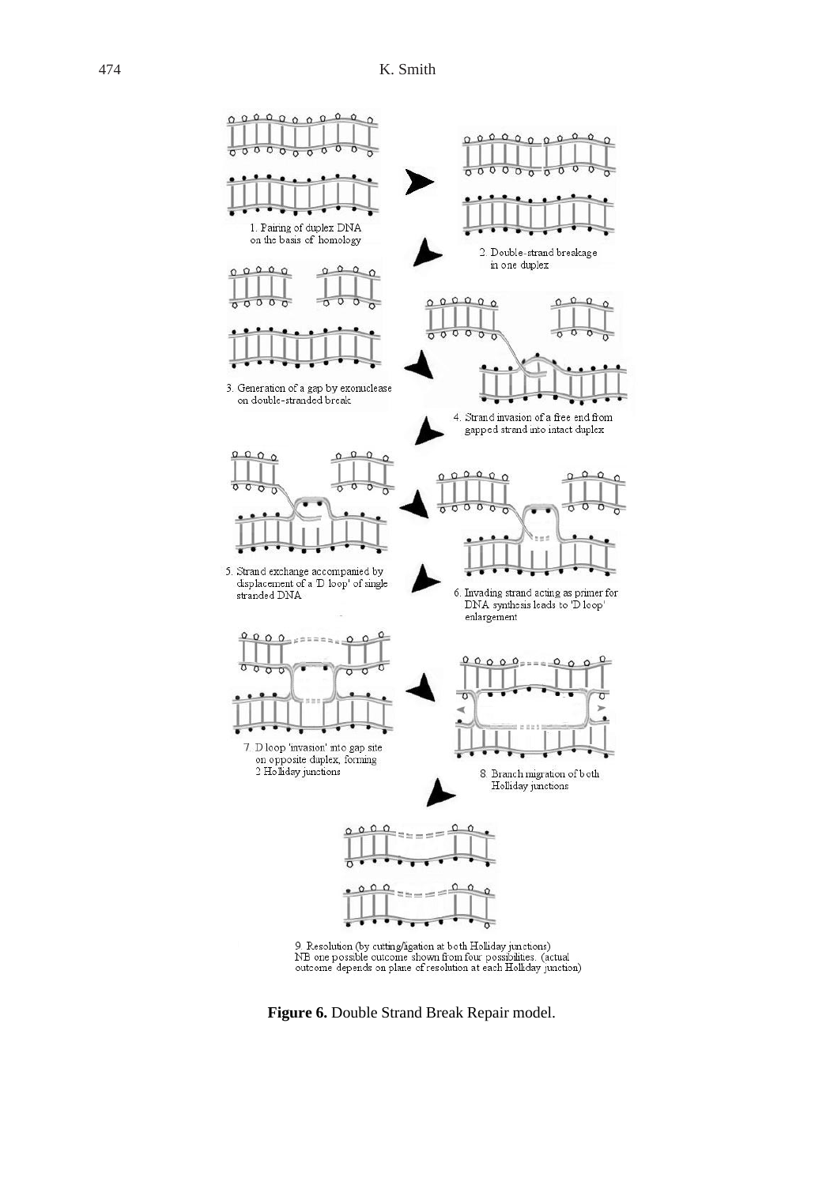1. Pairing of duplex DNA on the basis of homology

2. Double-strand breakage in one duplex

3. Generation of a gap by exonuclease on double-stranded break

4. Strand invasion of a free end from gapped strand into intact duplex

5. Strand exchange accompanied by displacement of a 'D loop' of single stranded DNA

6. Invading strand acting as primer for DNA synthesis leads to 'D loop' enlargement

7. D loop 'invasion' into gap site on opposite duplex, forming 2 Holliday junctions

8. Branch migration of both Holliday junctions

9. Resolution (by cutting/ligation at both Holliday junctions) NB one possible outcome shown from four possibilities. (actual outcome depends on plane of resolution at each Holliday junction)

**Figure 6.** Double Strand Break Repair model.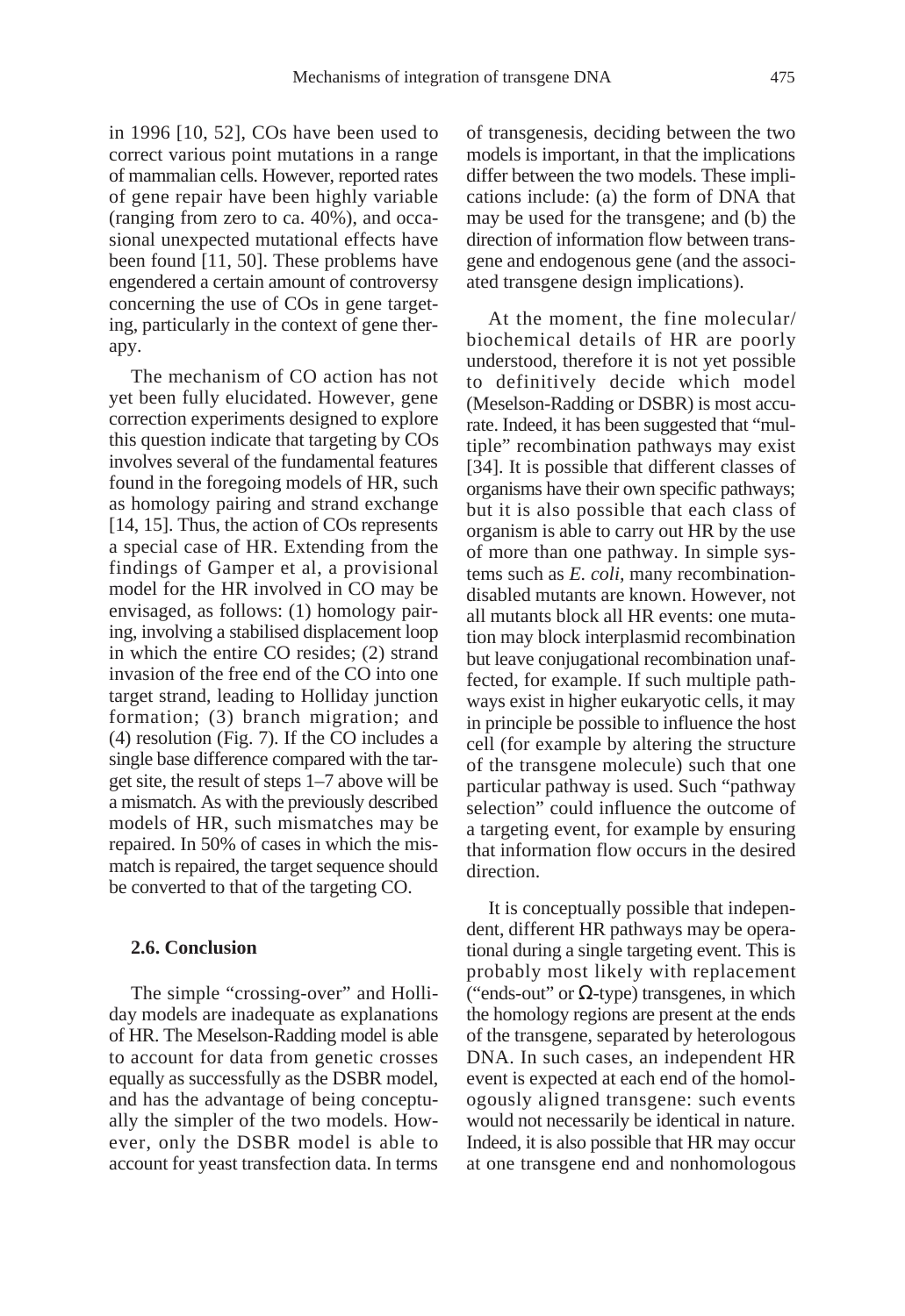in 1996 [10, 52], COs have been used to correct various point mutations in a range of mammalian cells. However, reported rates of gene repair have been highly variable (ranging from zero to ca. 40%), and occasional unexpected mutational effects have been found [11, 50]. These problems have engendered a certain amount of controversy concerning the use of COs in gene targeting, particularly in the context of gene therapy.

The mechanism of CO action has not yet been fully elucidated. However, gene correction experiments designed to explore this question indicate that targeting by COs involves several of the fundamental features found in the foregoing models of HR, such as homology pairing and strand exchange [14, 15]. Thus, the action of COs represents a special case of HR. Extending from the findings of Gamper et al, a provisional model for the HR involved in CO may be envisaged, as follows: (1) homology pairing, involving a stabilised displacement loop in which the entire CO resides; (2) strand invasion of the free end of the CO into one target strand, leading to Holliday junction formation; (3) branch migration; and (4) resolution (Fig. 7). If the CO includes a single base difference compared with the target site, the result of steps 1–7 above will be a mismatch. As with the previously described models of HR, such mismatches may be repaired. In 50% of cases in which the mismatch is repaired, the target sequence should be converted to that of the targeting CO.

### 2.6. Conclusion

The simple "crossing-over" and Holliday models are inadequate as explanations of HR. The Meselson-Radding model is able to account for data from genetic crosses equally as successfully as the DSBR model, and has the advantage of being conceptually the simpler of the two models. However, only the DSBR model is able to account for yeast transfection data. In terms of transgenesis, deciding between the two models is important, in that the implications differ between the two models. These implications include: (a) the form of DNA that may be used for the transgene; and (b) the direction of information flow between transgene and endogenous gene (and the associated transgene design implications).

At the moment, the fine molecular/biochemical details of HR are poorly understood, therefore it is not yet possible to definitively decide which model (Meselson-Radding or DSBR) is most accurate. Indeed, it has been suggested that "multiple" recombination pathways may exist [34]. It is possible that different classes of organisms have their own specific pathways; but it is also possible that each class of organism is able to carry out HR by the use of more than one pathway. In simple systems such as *E. coli*, many recombination-disabled mutants are known. However, not all mutants block all HR events: one mutation may block interplasmid recombination but leave conjugational recombination unaffected, for example. If such multiple pathways exist in higher eukaryotic cells, it may in principle be possible to influence the host cell (for example by altering the structure of the transgene molecule) such that one particular pathway is used. Such "pathway selection" could influence the outcome of a targeting event, for example by ensuring that information flow occurs in the desired direction.

It is conceptually possible that independent, different HR pathways may be operational during a single targeting event. This is probably most likely with replacement ("ends-out" or $\Omega$-type) transgenes, in which the homology regions are present at the ends of the transgene, separated by heterologous DNA. In such cases, an independent HR event is expected at each end of the homologously aligned transgene: such events would not necessarily be identical in nature. Indeed, it is also possible that HR may occur at one transgene end and nonhomologous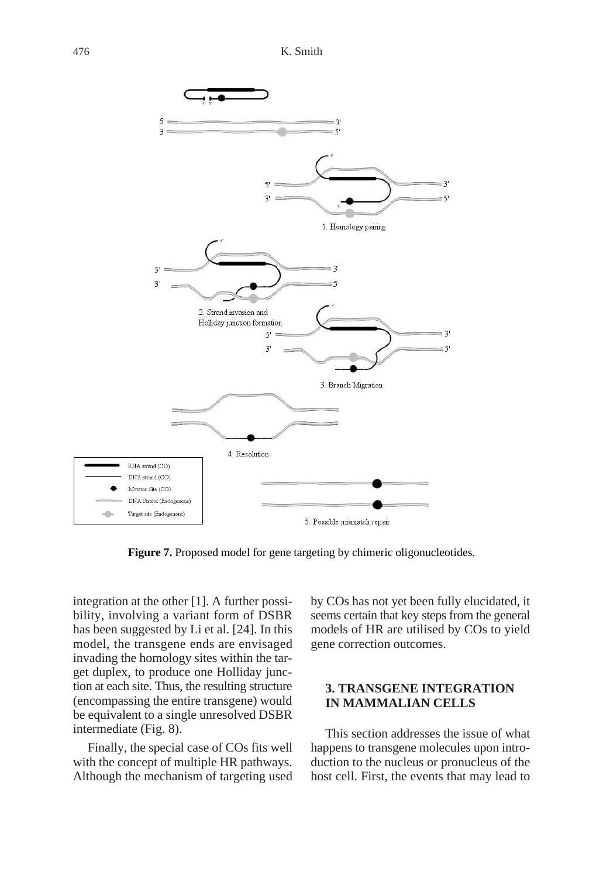**Figure 7.** Proposed model for gene targeting by chimeric oligonucleotides.

integration at the other [1]. A further possibility, involving a variant form of DSBR has been suggested by Li et al. [24]. In this model, the transgene ends are envisaged invading the homology sites within the target duplex, to produce one Holliday junction at each site. Thus, the resulting structure (encompassing the entire transgene) would be equivalent to a single unresolved DSBR intermediate (Fig. 8).

Finally, the special case of COs fits well with the concept of multiple HR pathways. Although the mechanism of targeting used by COs has not yet been fully elucidated, it seems certain that key steps from the general models of HR are utilised by COs to yield gene correction outcomes.

## 3. TRANSGENE INTEGRATION IN MAMMALIAN CELLS

This section addresses the issue of what happens to transgene molecules upon introduction to the nucleus or pronucleus of the host cell. First, the events that may lead to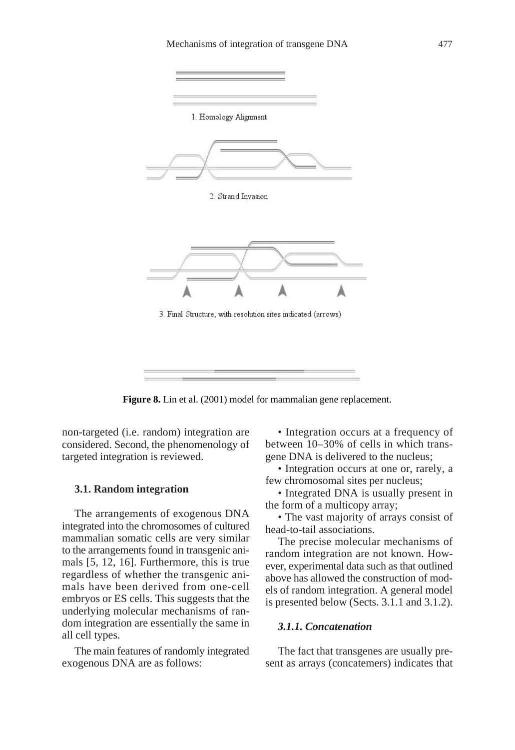1. Homology Alignment

2. Strand Invasion

3. Final Structure, with resolution sites indicated (arrows)

**Figure 8.** Lin et al. (2001) model for mammalian gene replacement.

non-targeted (i.e. random) integration are considered. Second, the phenomenology of targeted integration is reviewed.

### 3.1. Random integration

The arrangements of exogenous DNA integrated into the chromosomes of cultured mammalian somatic cells are very similar to the arrangements found in transgenic animals [5, 12, 16]. Furthermore, this is true regardless of whether the transgenic animals have been derived from one-cell embryos or ES cells. This suggests that the underlying molecular mechanisms of random integration are essentially the same in all cell types.

The main features of randomly integrated exogenous DNA are as follows:

- Integration occurs at a frequency of between 10–30% of cells in which transgene DNA is delivered to the nucleus;
- Integration occurs at one or, rarely, a few chromosomal sites per nucleus;
- Integrated DNA is usually present in the form of a multicopy array;
- The vast majority of arrays consist of head-to-tail associations.

The precise molecular mechanisms of random integration are not known. However, experimental data such as that outlined above has allowed the construction of models of random integration. A general model is presented below (Sects. 3.1.1 and 3.1.2).

#### *3.1.1. Concatenation*

The fact that transgenes are usually present as arrays (concatemers) indicates that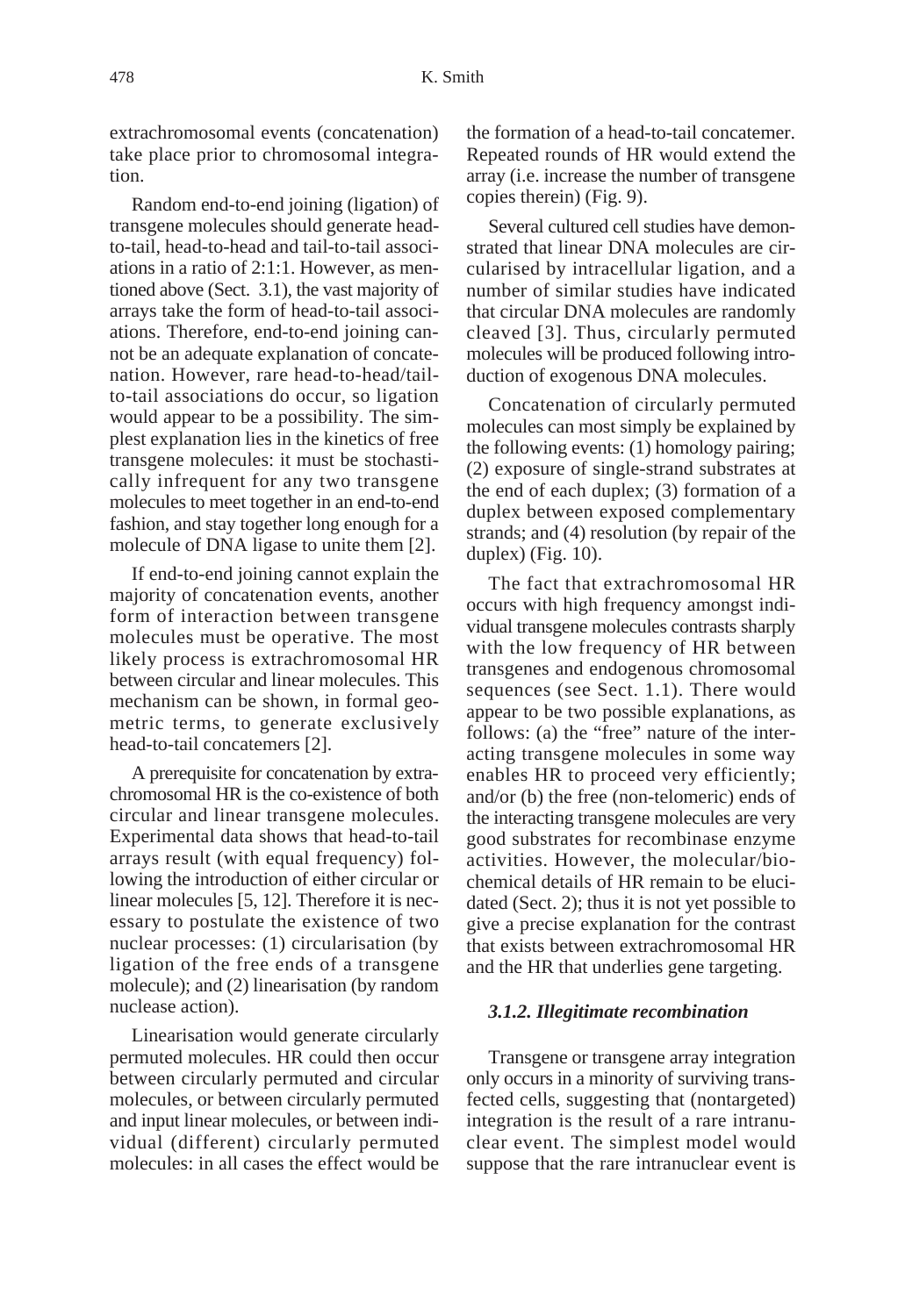extrachromosomal events (concatenation) take place prior to chromosomal integration.

Random end-to-end joining (ligation) of transgene molecules should generate head-to-tail, head-to-head and tail-to-tail associations in a ratio of 2:1:1. However, as mentioned above (Sect. 3.1), the vast majority of arrays take the form of head-to-tail associations. Therefore, end-to-end joining cannot be an adequate explanation of concatenation. However, rare head-to-head/tail-to-tail associations do occur, so ligation would appear to be a possibility. The simplest explanation lies in the kinetics of free transgene molecules: it must be stochastically infrequent for any two transgene molecules to meet together in an end-to-end fashion, and stay together long enough for a molecule of DNA ligase to unite them [2].

If end-to-end joining cannot explain the majority of concatenation events, another form of interaction between transgene molecules must be operative. The most likely process is extrachromosomal HR between circular and linear molecules. This mechanism can be shown, in formal geometric terms, to generate exclusively head-to-tail concatemers [2].

A prerequisite for concatenation by extrachromosomal HR is the co-existence of both circular and linear transgene molecules. Experimental data shows that head-to-tail arrays result (with equal frequency) following the introduction of either circular or linear molecules [5, 12]. Therefore it is necessary to postulate the existence of two nuclear processes: (1) circularisation (by ligation of the free ends of a transgene molecule); and (2) linearisation (by random nuclease action).

Linearisation would generate circularly permuted molecules. HR could then occur between circularly permuted and circular molecules, or between circularly permuted and input linear molecules, or between individual (different) circularly permuted molecules: in all cases the effect would be the formation of a head-to-tail concatemer. Repeated rounds of HR would extend the array (i.e. increase the number of transgene copies therein) (Fig. 9).

Several cultured cell studies have demonstrated that linear DNA molecules are circularised by intracellular ligation, and a number of similar studies have indicated that circular DNA molecules are randomly cleaved [3]. Thus, circularly permuted molecules will be produced following introduction of exogenous DNA molecules.

Concatenation of circularly permuted molecules can most simply be explained by the following events: (1) homology pairing; (2) exposure of single-strand substrates at the end of each duplex; (3) formation of a duplex between exposed complementary strands; and (4) resolution (by repair of the duplex) (Fig. 10).

The fact that extrachromosomal HR occurs with high frequency amongst individual transgene molecules contrasts sharply with the low frequency of HR between transgenes and endogenous chromosomal sequences (see Sect. 1.1). There would appear to be two possible explanations, as follows: (a) the "free" nature of the interacting transgene molecules in some way enables HR to proceed very efficiently; and/or (b) the free (non-telomeric) ends of the interacting transgene molecules are very good substrates for recombinase enzyme activities. However, the molecular/biochemical details of HR remain to be elucidated (Sect. 2); thus it is not yet possible to give a precise explanation for the contrast that exists between extrachromosomal HR and the HR that underlies gene targeting.

### *3.1.2. Illegitimate recombination*

Transgene or transgene array integration only occurs in a minority of surviving transfected cells, suggesting that (nontargeted) integration is the result of a rare intranuclear event. The simplest model would suppose that the rare intranuclear event is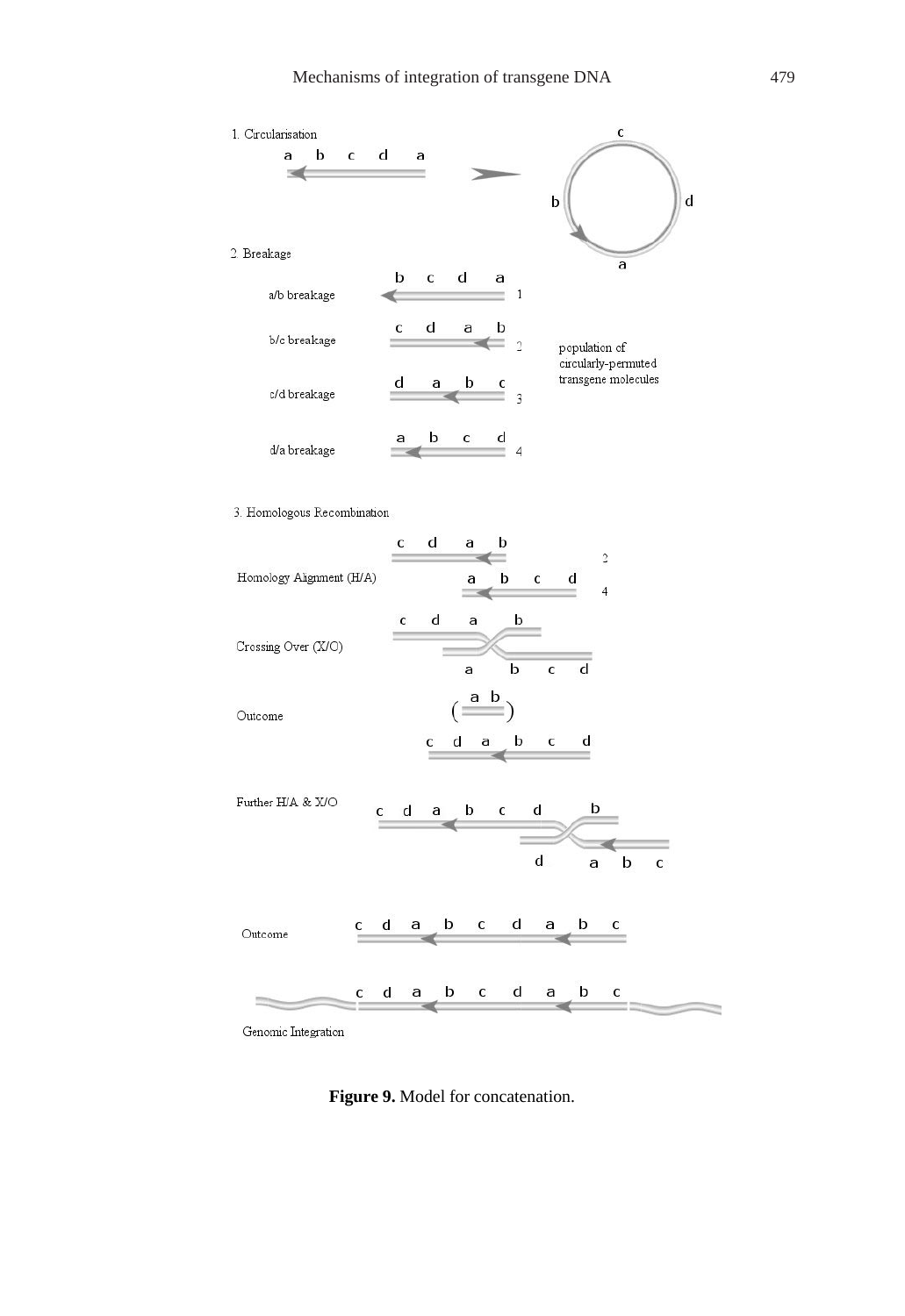1. Circularisation

2. Breakage

a/b breakage

b/c breakage

c/d breakage

d/a breakage

population of circularly-permuted transgene molecules

3. Homologous Recombination

Homology Alignment (H/A)

Crossing Over (X/O)

Outcome

Further H/A & X/O

Outcome

Genomic Integration

**Figure 9.** Model for concatenation.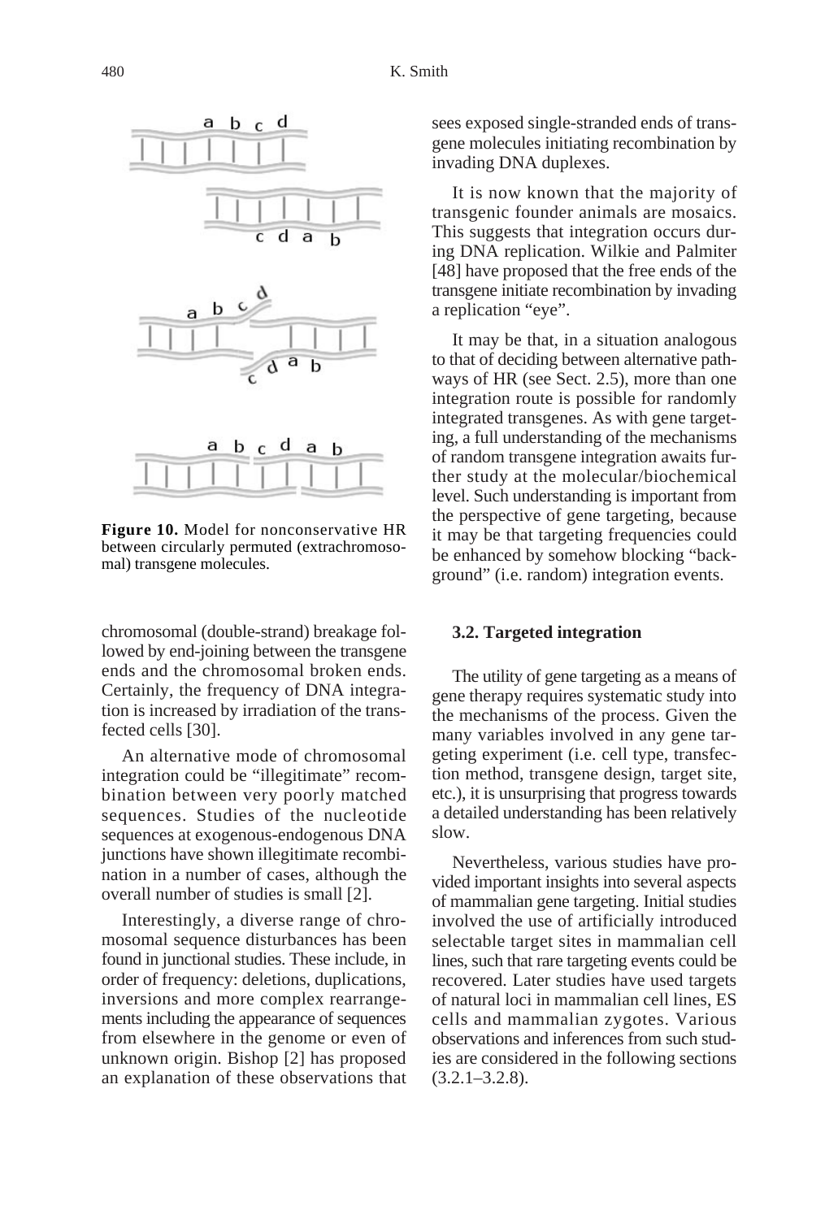**Figure 10.** Model for nonconservative HR between circularly permuted (extrachromosomal) transgene molecules.

chromosomal (double-strand) breakage followed by end-joining between the transgene ends and the chromosomal broken ends. Certainly, the frequency of DNA integration is increased by irradiation of the transfected cells [30].

An alternative mode of chromosomal integration could be "illegitimate" recombination between very poorly matched sequences. Studies of the nucleotide sequences at exogenous-endogenous DNA junctions have shown illegitimate recombination in a number of cases, although the overall number of studies is small [2].

Interestingly, a diverse range of chromosomal sequence disturbances has been found in junctional studies. These include, in order of frequency: deletions, duplications, inversions and more complex rearrangements including the appearance of sequences from elsewhere in the genome or even of unknown origin. Bishop [2] has proposed an explanation of these observations that sees exposed single-stranded ends of transgene molecules initiating recombination by invading DNA duplexes.

It is now known that the majority of transgenic founder animals are mosaics. This suggests that integration occurs during DNA replication. Wilkie and Palmiter [48] have proposed that the free ends of the transgene initiate recombination by invading a replication "eye".

It may be that, in a situation analogous to that of deciding between alternative pathways of HR (see Sect. 2.5), more than one integration route is possible for randomly integrated transgenes. As with gene targeting, a full understanding of the mechanisms of random transgene integration awaits further study at the molecular/biochemical level. Such understanding is important from the perspective of gene targeting, because it may be that targeting frequencies could be enhanced by somehow blocking "background" (i.e. random) integration events.

### 3.2. Targeted integration

The utility of gene targeting as a means of gene therapy requires systematic study into the mechanisms of the process. Given the many variables involved in any gene targeting experiment (i.e. cell type, transfection method, transgene design, target site, etc.), it is unsurprising that progress towards a detailed understanding has been relatively slow.

Nevertheless, various studies have provided important insights into several aspects of mammalian gene targeting. Initial studies involved the use of artificially introduced selectable target sites in mammalian cell lines, such that rare targeting events could be recovered. Later studies have used targets of natural loci in mammalian cell lines, ES cells and mammalian zygotes. Various observations and inferences from such studies are considered in the following sections (3.2.1–3.2.8).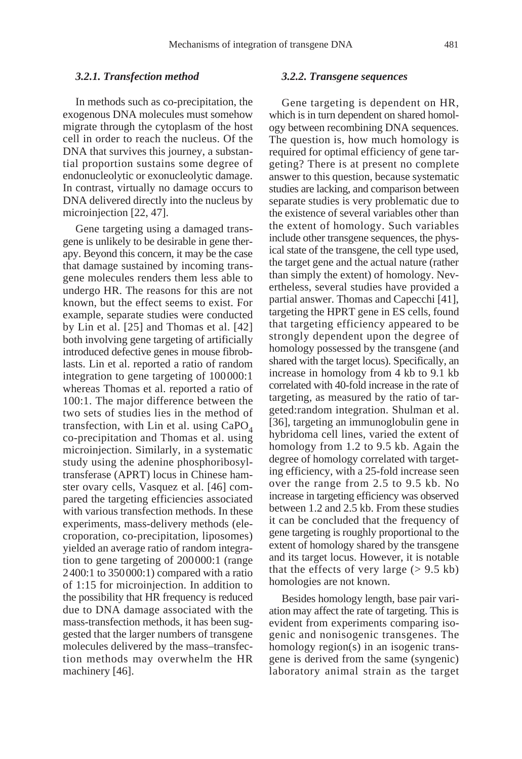### *3.2.1. Transfection method*

In methods such as co-precipitation, the exogenous DNA molecules must somehow migrate through the cytoplasm of the host cell in order to reach the nucleus. Of the DNA that survives this journey, a substantial proportion sustains some degree of endonucleolytic or exonucleolytic damage. In contrast, virtually no damage occurs to DNA delivered directly into the nucleus by microinjection [22, 47].

Gene targeting using a damaged transgene is unlikely to be desirable in gene therapy. Beyond this concern, it may be the case that damage sustained by incoming transgene molecules renders them less able to undergo HR. The reasons for this are not known, but the effect seems to exist. For example, separate studies were conducted by Lin et al. [25] and Thomas et al. [42] both involving gene targeting of artificially introduced defective genes in mouse fibroblasts. Lin et al. reported a ratio of random integration to gene targeting of 100000:1 whereas Thomas et al. reported a ratio of 100:1. The major difference between the two sets of studies lies in the method of transfection, with Lin et al. using $CaPO_4$ co-precipitation and Thomas et al. using microinjection. Similarly, in a systematic study using the adenine phosphoribosyltransferase (APRT) locus in Chinese hamster ovary cells, Vasquez et al. [46] compared the targeting efficiencies associated with various transfection methods. In these experiments, mass-delivery methods (electroporation, co-precipitation, liposomes) yielded an average ratio of random integration to gene targeting of 200000:1 (range 2400:1 to 350000:1) compared with a ratio of 1:15 for microinjection. In addition to the possibility that HR frequency is reduced due to DNA damage associated with the mass-transfection methods, it has been suggested that the larger numbers of transgene molecules delivered by the mass–transfection methods may overwhelm the HR machinery [46].

### *3.2.2. Transgene sequences*

Gene targeting is dependent on HR, which is in turn dependent on shared homology between recombining DNA sequences. The question is, how much homology is required for optimal efficiency of gene targeting? There is at present no complete answer to this question, because systematic studies are lacking, and comparison between separate studies is very problematic due to the existence of several variables other than the extent of homology. Such variables include other transgene sequences, the physical state of the transgene, the cell type used, the target gene and the actual nature (rather than simply the extent) of homology. Nevertheless, several studies have provided a partial answer. Thomas and Capecchi [41], targeting the HPRT gene in ES cells, found that targeting efficiency appeared to be strongly dependent upon the degree of homology possessed by the transgene (and shared with the target locus). Specifically, an increase in homology from 4 kb to 9.1 kb correlated with 40-fold increase in the rate of targeting, as measured by the ratio of targeted:random integration. Shulman et al. [36], targeting an immunoglobulin gene in hybridoma cell lines, varied the extent of homology from 1.2 to 9.5 kb. Again the degree of homology correlated with targeting efficiency, with a 25-fold increase seen over the range from 2.5 to 9.5 kb. No increase in targeting efficiency was observed between 1.2 and 2.5 kb. From these studies it can be concluded that the frequency of gene targeting is roughly proportional to the extent of homology shared by the transgene and its target locus. However, it is notable that the effects of very large (> 9.5 kb) homologies are not known.

Besides homology length, base pair variation may affect the rate of targeting. This is evident from experiments comparing isogenic and nonisogenic transgenes. The homology region(s) in an isogenic transgene is derived from the same (syngenic) laboratory animal strain as the target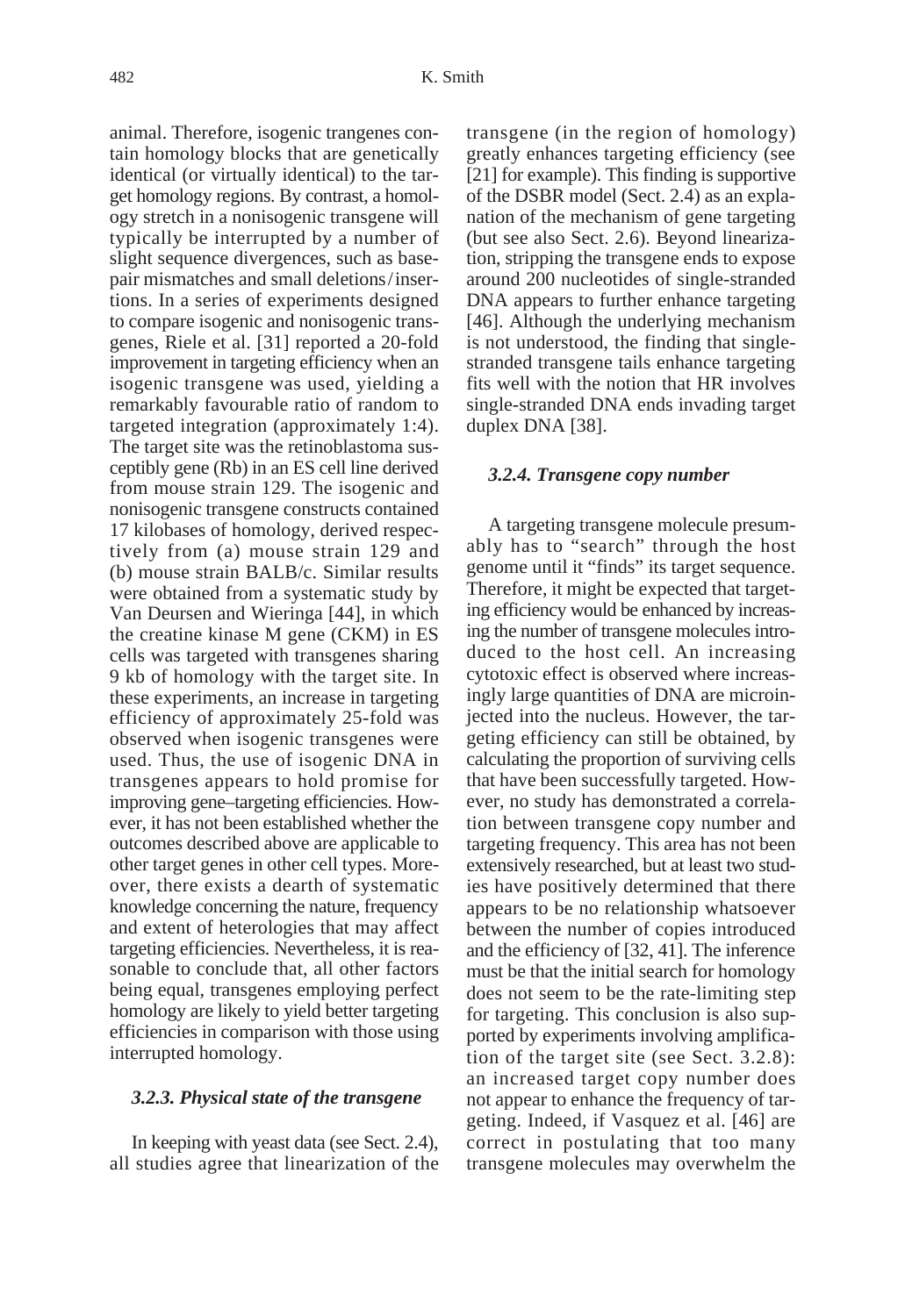animal. Therefore, isogenic trangenes contain homology blocks that are genetically identical (or virtually identical) to the target homology regions. By contrast, a homology stretch in a nonisogenic transgene will typically be interrupted by a number of slight sequence divergences, such as base-pair mismatches and small deletions/insertions. In a series of experiments designed to compare isogenic and nonisogenic transgenes, Riele et al. [31] reported a 20-fold improvement in targeting efficiency when an isogenic transgene was used, yielding a remarkably favourable ratio of random to targeted integration (approximately 1:4). The target site was the retinoblastoma susceptibly gene (Rb) in an ES cell line derived from mouse strain 129. The isogenic and nonisogenic transgene constructs contained 17 kilobases of homology, derived respectively from (a) mouse strain 129 and (b) mouse strain BALB/c. Similar results were obtained from a systematic study by Van Deursen and Wieringa [44], in which the creatine kinase M gene (CKM) in ES cells was targeted with transgenes sharing 9 kb of homology with the target site. In these experiments, an increase in targeting efficiency of approximately 25-fold was observed when isogenic transgenes were used. Thus, the use of isogenic DNA in transgenes appears to hold promise for improving gene–targeting efficiencies. However, it has not been established whether the outcomes described above are applicable to other target genes in other cell types. Moreover, there exists a dearth of systematic knowledge concerning the nature, frequency and extent of heterologies that may affect targeting efficiencies. Nevertheless, it is reasonable to conclude that, all other factors being equal, transgenes employing perfect homology are likely to yield better targeting efficiencies in comparison with those using interrupted homology.

### *3.2.3. Physical state of the transgene*

In keeping with yeast data (see Sect. 2.4), all studies agree that linearization of the transgene (in the region of homology) greatly enhances targeting efficiency (see [21] for example). This finding is supportive of the DSBR model (Sect. 2.4) as an explanation of the mechanism of gene targeting (but see also Sect. 2.6). Beyond linearization, stripping the transgene ends to expose around 200 nucleotides of single-stranded DNA appears to further enhance targeting [46]. Although the underlying mechanism is not understood, the finding that single-stranded transgene tails enhance targeting fits well with the notion that HR involves single-stranded DNA ends invading target duplex DNA [38].

### *3.2.4. Transgene copy number*

A targeting transgene molecule presumably has to "search" through the host genome until it "finds" its target sequence. Therefore, it might be expected that targeting efficiency would be enhanced by increasing the number of transgene molecules introduced to the host cell. An increasing cytotoxic effect is observed where increasingly large quantities of DNA are microinjected into the nucleus. However, the targeting efficiency can still be obtained, by calculating the proportion of surviving cells that have been successfully targeted. However, no study has demonstrated a correlation between transgene copy number and targeting frequency. This area has not been extensively researched, but at least two studies have positively determined that there appears to be no relationship whatsoever between the number of copies introduced and the efficiency of [32, 41]. The inference must be that the initial search for homology does not seem to be the rate-limiting step for targeting. This conclusion is also supported by experiments involving amplification of the target site (see Sect. 3.2.8): an increased target copy number does not appear to enhance the frequency of targeting. Indeed, if Vasquez et al. [46] are correct in postulating that too many transgene molecules may overwhelm the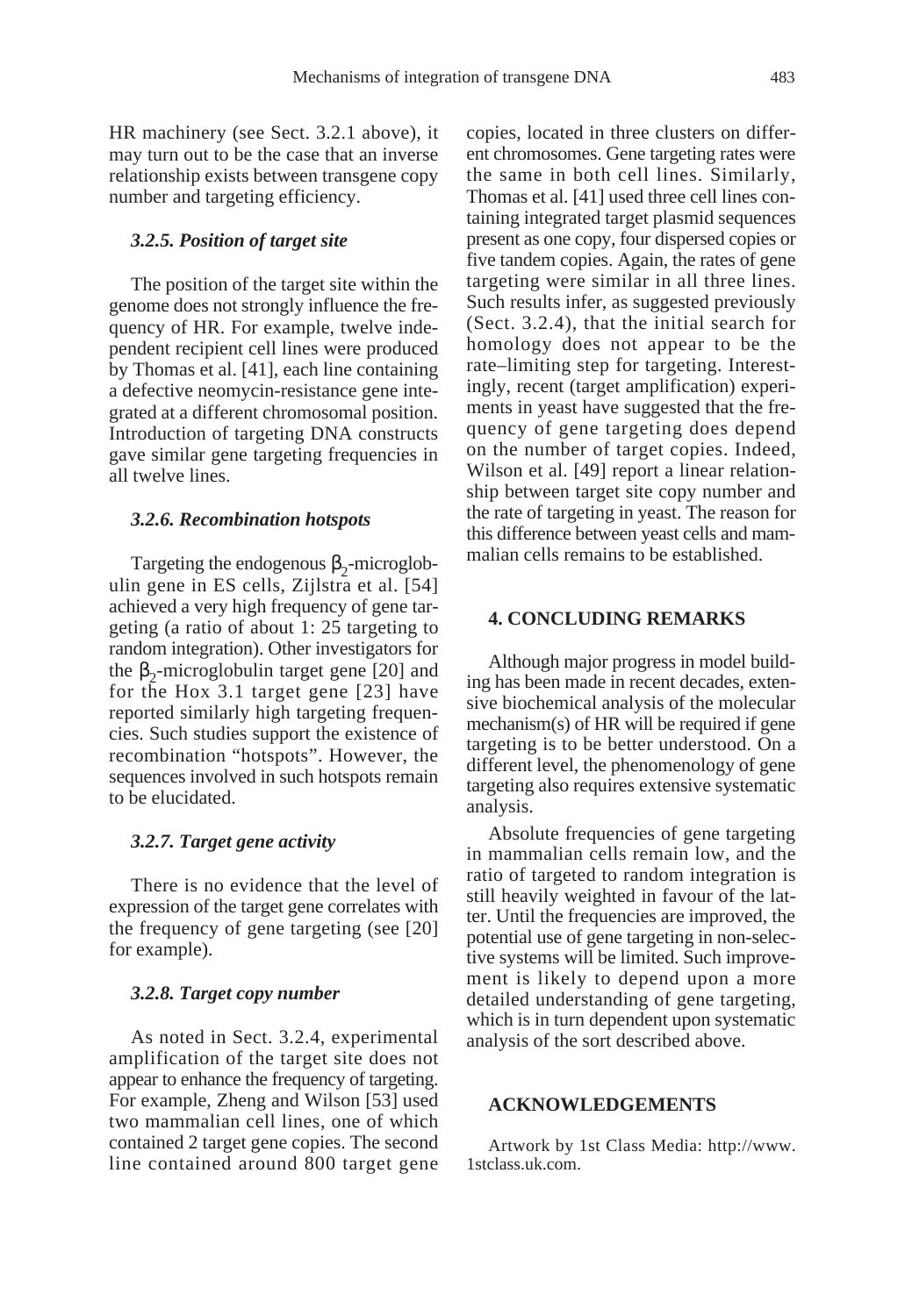HR machinery (see Sect. 3.2.1 above), it may turn out to be the case that an inverse relationship exists between transgene copy number and targeting efficiency.

### *3.2.5. Position of target site*

The position of the target site within the genome does not strongly influence the frequency of HR. For example, twelve independent recipient cell lines were produced by Thomas et al. [41], each line containing a defective neomycin-resistance gene integrated at a different chromosomal position. Introduction of targeting DNA constructs gave similar gene targeting frequencies in all twelve lines.

### *3.2.6. Recombination hotspots*

Targeting the endogenous $\beta_2$-microglobulin gene in ES cells, Zijlstra et al. [54] achieved a very high frequency of gene targeting (a ratio of about 1: 25 targeting to random integration). Other investigators for the $\beta_2$-microglobulin target gene [20] and for the Hox 3.1 target gene [23] have reported similarly high targeting frequencies. Such studies support the existence of recombination "hotspots". However, the sequences involved in such hotspots remain to be elucidated.

### *3.2.7. Target gene activity*

There is no evidence that the level of expression of the target gene correlates with the frequency of gene targeting (see [20] for example).

### *3.2.8. Target copy number*

As noted in Sect. 3.2.4, experimental amplification of the target site does not appear to enhance the frequency of targeting. For example, Zheng and Wilson [53] used two mammalian cell lines, one of which contained 2 target gene copies. The second line contained around 800 target gene copies, located in three clusters on different chromosomes. Gene targeting rates were the same in both cell lines. Similarly, Thomas et al. [41] used three cell lines containing integrated target plasmid sequences present as one copy, four dispersed copies or five tandem copies. Again, the rates of gene targeting were similar in all three lines. Such results infer, as suggested previously (Sect. 3.2.4), that the initial search for homology does not appear to be the rate–limiting step for targeting. Interestingly, recent (target amplification) experiments in yeast have suggested that the frequency of gene targeting does depend on the number of target copies. Indeed, Wilson et al. [49] report a linear relationship between target site copy number and the rate of targeting in yeast. The reason for this difference between yeast cells and mammalian cells remains to be established.

## 4. CONCLUDING REMARKS

Although major progress in model building has been made in recent decades, extensive biochemical analysis of the molecular mechanism(s) of HR will be required if gene targeting is to be better understood. On a different level, the phenomenology of gene targeting also requires extensive systematic analysis.

Absolute frequencies of gene targeting in mammalian cells remain low, and the ratio of targeted to random integration is still heavily weighted in favour of the latter. Until the frequencies are improved, the potential use of gene targeting in non-selective systems will be limited. Such improvement is likely to depend upon a more detailed understanding of gene targeting, which is in turn dependent upon systematic analysis of the sort described above.

## ACKNOWLEDGEMENTS

Artwork by 1st Class Media: http://www.1stclass.uk.com.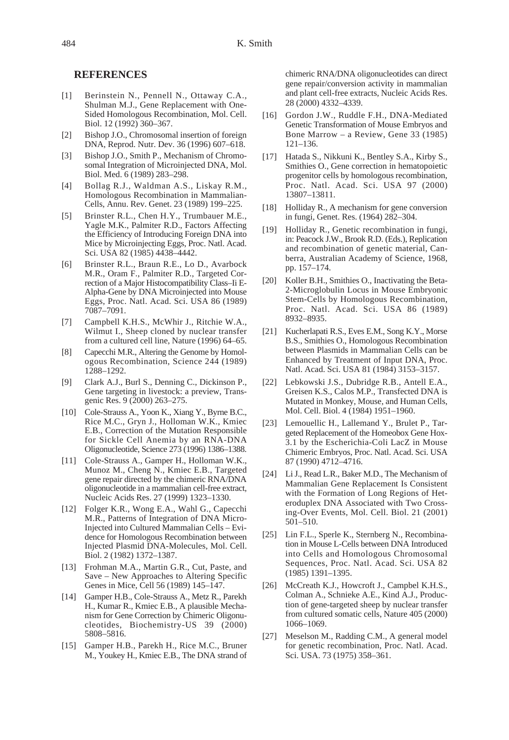## REFERENCES

[1] Berinstein N., Pennell N., Ottaway C.A., Shulman M.J., Gene Replacement with One-Sided Homologous Recombination, Mol. Cell. Biol. 12 (1992) 360–367.

[2] Bishop J.O., Chromosomal insertion of foreign DNA, Reprod. Nutr. Dev. 36 (1996) 607–618.

[3] Bishop J.O., Smith P., Mechanism of Chromosomal Integration of Microinjected DNA, Mol. Biol. Med. 6 (1989) 283–298.

[4] Bollag R.J., Waldman A.S., Liskay R.M., Homologous Recombination in Mammalian-Cells, Annu. Rev. Genet. 23 (1989) 199–225.

[5] Brinster R.L., Chen H.Y., Trumbauer M.E., Yagle M.K., Palmiter R.D., Factors Affecting the Efficiency of Introducing Foreign DNA into Mice by Microinjecting Eggs, Proc. Natl. Acad. Sci. USA 82 (1985) 4438–4442.

[6] Brinster R.L., Braun R.E., Lo D., Avarbock M.R., Oram F., Palmiter R.D., Targeted Correction of a Major Histocompatibility Class–Ii E-Alpha-Gene by DNA Microinjected into Mouse Eggs, Proc. Natl. Acad. Sci. USA 86 (1989) 7087–7091.

[7] Campbell K.H.S., McWhir J., Ritchie W.A., Wilmut I., Sheep cloned by nuclear transfer from a cultured cell line, Nature (1996) 64–65.

[8] Capecchi M.R., Altering the Genome by Homologous Recombination, Science 244 (1989) 1288–1292.

[9] Clark A.J., Burl S., Denning C., Dickinson P., Gene targeting in livestock: a preview, Transgenic Res. 9 (2000) 263–275.

[10] Cole-Strauss A., Yoon K., Xiang Y., Byrne B.C., Rice M.C., Gryn J., Holloman W.K., Kmiec E.B., Correction of the Mutation Responsible for Sickle Cell Anemia by an RNA-DNA Oligonucleotide, Science 273 (1996) 1386–1388.

[11] Cole-Strauss A., Gamper H., Holloman W.K., Munoz M., Cheng N., Kmiec E.B., Targeted gene repair directed by the chimeric RNA/DNA oligonucleotide in a mammalian cell-free extract, Nucleic Acids Res. 27 (1999) 1323–1330.

[12] Folger K.R., Wong E.A., Wahl G., Capecchi M.R., Patterns of Integration of DNA Micro-Injected into Cultured Mammalian Cells – Evidence for Homologous Recombination between Injected Plasmid DNA-Molecules, Mol. Cell. Biol. 2 (1982) 1372–1387.

[13] Frohman M.A., Martin G.R., Cut, Paste, and Save – New Approaches to Altering Specific Genes in Mice, Cell 56 (1989) 145–147.

[14] Gamper H.B., Cole-Strauss A., Metz R., Parekh H., Kumar R., Kmiec E.B., A plausible Mechanism for Gene Correction by Chimeric Oligonucleotides, Biochemistry-US 39 (2000) 5808–5816.

[15] Gamper H.B., Parekh H., Rice M.C., Bruner M., Youkey H., Kmiec E.B., The DNA strand of chimeric RNA/DNA oligonucleotides can direct gene repair/conversion activity in mammalian and plant cell-free extracts, Nucleic Acids Res. 28 (2000) 4332–4339.

[16] Gordon J.W., Ruddle F.H., DNA-Mediated Genetic Transformation of Mouse Embryos and Bone Marrow – a Review, Gene 33 (1985) 121–136.

[17] Hatada S., Nikkuni K., Bentley S.A., Kirby S., Smithies O., Gene correction in hematopoietic progenitor cells by homologous recombination, Proc. Natl. Acad. Sci. USA 97 (2000) 13807–13811.

[18] Holliday R., A mechanism for gene conversion in fungi, Genet. Res. (1964) 282–304.

[19] Holliday R., Genetic recombination in fungi, in: Peacock J.W., Brook R.D. (Eds.), Replication and recombination of genetic material, Canberra, Australian Academy of Science, 1968, pp. 157–174.

[20] Koller B.H., Smithies O., Inactivating the Beta-2-Microglobulin Locus in Mouse Embryonic Stem-Cells by Homologous Recombination, Proc. Natl. Acad. Sci. USA 86 (1989) 8932–8935.

[21] Kucherlapati R.S., Eves E.M., Song K.Y., Morse B.S., Smithies O., Homologous Recombination between Plasmids in Mammalian Cells can be Enhanced by Treatment of Input DNA, Proc. Natl. Acad. Sci. USA 81 (1984) 3153–3157.

[22] Lebkowski J.S., Dubridge R.B., Antell E.A., Greisen K.S., Calos M.P., Transfected DNA is Mutated in Monkey, Mouse, and Human Cells, Mol. Cell. Biol. 4 (1984) 1951–1960.

[23] Lemouellic H., Lallemand Y., Brulet P., Targeted Replacement of the Homeobox Gene Hox-3.1 by the Escherichia-Coli LacZ in Mouse Chimeric Embryos, Proc. Natl. Acad. Sci. USA 87 (1990) 4712–4716.

[24] Li J., Read L.R., Baker M.D., The Mechanism of Mammalian Gene Replacement Is Consistent with the Formation of Long Regions of Heteroduplex DNA Associated with Two Crossing-Over Events, Mol. Cell. Biol. 21 (2001) 501–510.

[25] Lin F.L., Sperle K., Sternberg N., Recombination in Mouse L-Cells between DNA Introduced into Cells and Homologous Chromosomal Sequences, Proc. Natl. Acad. Sci. USA 82 (1985) 1391–1395.

[26] McCreath K.J., Howcroft J., Campbel K.H.S., Colman A., Schnieke A.E., Kind A.J., Production of gene-targeted sheep by nuclear transfer from cultured somatic cells, Nature 405 (2000) 1066–1069.

[27] Meselson M., Radding C.M., A general model for genetic recombination, Proc. Natl. Acad. Sci. USA. 73 (1975) 358–361.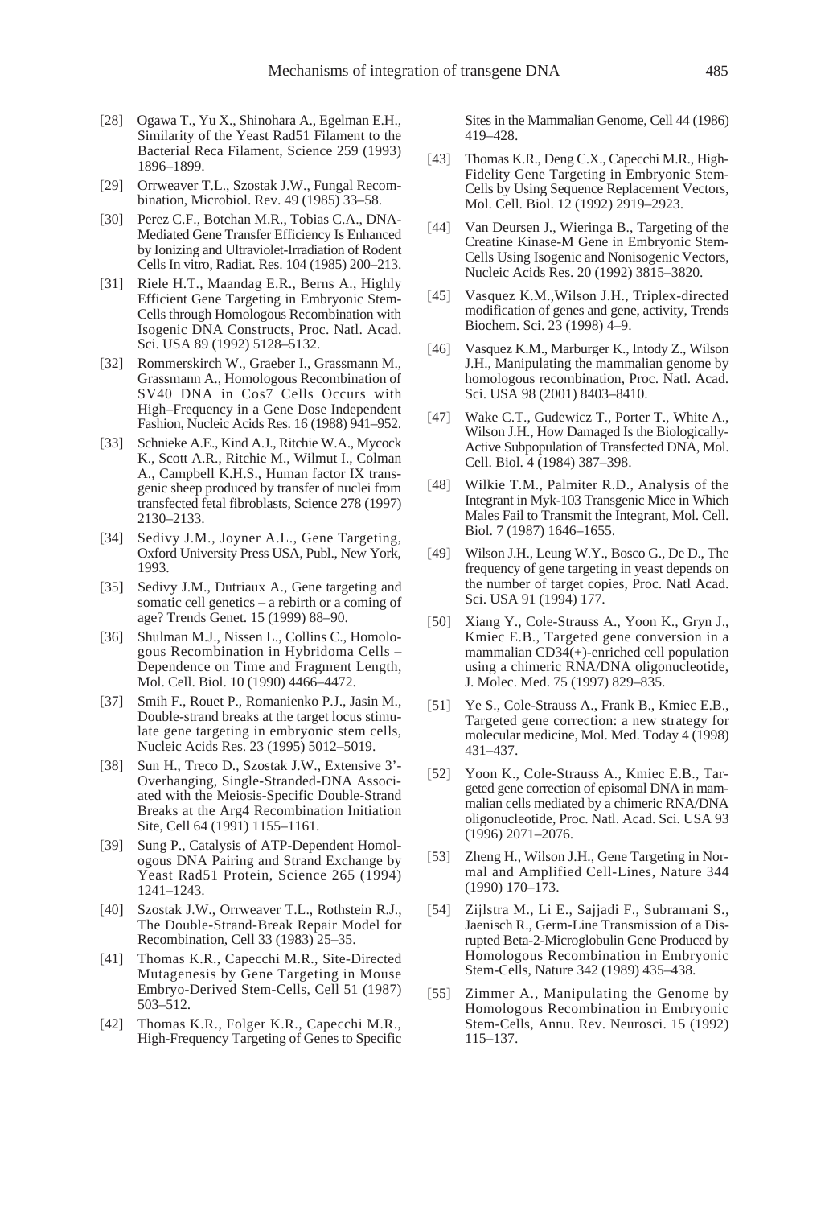[28] Ogawa T., Yu X., Shinohara A., Egelman E.H., Similarity of the Yeast Rad51 Filament to the Bacterial Reca Filament, Science 259 (1993) 1896–1899.

[29] Orrweaver T.L., Szostak J.W., Fungal Recombination, Microbiol. Rev. 49 (1985) 33–58.

[30] Perez C.F., Botchan M.R., Tobias C.A., DNA-Mediated Gene Transfer Efficiency Is Enhanced by Ionizing and Ultraviolet-Irradiation of Rodent Cells In vitro, Radiat. Res. 104 (1985) 200–213.

[31] Riele H.T., Maandag E.R., Berns A., Highly Efficient Gene Targeting in Embryonic Stem-Cells through Homologous Recombination with Isogenic DNA Constructs, Proc. Natl. Acad. Sci. USA 89 (1992) 5128–5132.

[32] Rommerskirch W., Graeber I., Grassmann M., Grassmann A., Homologous Recombination of SV40 DNA in Cos7 Cells Occurs with High–Frequency in a Gene Dose Independent Fashion, Nucleic Acids Res. 16 (1988) 941–952.

[33] Schnieke A.E., Kind A.J., Ritchie W.A., Mycock K., Scott A.R., Ritchie M., Wilmut I., Colman A., Campbell K.H.S., Human factor IX transgenic sheep produced by transfer of nuclei from transfected fetal fibroblasts, Science 278 (1997) 2130–2133.

[34] Sedivy J.M., Joyner A.L., Gene Targeting, Oxford University Press USA, Publ., New York, 1993.

[35] Sedivy J.M., Dutriaux A., Gene targeting and somatic cell genetics – a rebirth or a coming of age? Trends Genet. 15 (1999) 88–90.

[36] Shulman M.J., Nissen L., Collins C., Homologous Recombination in Hybridoma Cells – Dependence on Time and Fragment Length, Mol. Cell. Biol. 10 (1990) 4466–4472.

[37] Smih F., Rouet P., Romanienko P.J., Jasin M., Double-strand breaks at the target locus stimulate gene targeting in embryonic stem cells, Nucleic Acids Res. 23 (1995) 5012–5019.

[38] Sun H., Treco D., Szostak J.W., Extensive 3'-Overhanging, Single-Stranded-DNA Associated with the Meiosis-Specific Double-Strand Breaks at the Arg4 Recombination Initiation Site, Cell 64 (1991) 1155–1161.

[39] Sung P., Catalysis of ATP-Dependent Homologous DNA Pairing and Strand Exchange by Yeast Rad51 Protein, Science 265 (1994) 1241–1243.

[40] Szostak J.W., Orrweaver T.L., Rothstein R.J., The Double-Strand-Break Repair Model for Recombination, Cell 33 (1983) 25–35.

[41] Thomas K.R., Capecchi M.R., Site-Directed Mutagenesis by Gene Targeting in Mouse Embryo-Derived Stem-Cells, Cell 51 (1987) 503–512.

[42] Thomas K.R., Folger K.R., Capecchi M.R., High-Frequency Targeting of Genes to Specific Sites in the Mammalian Genome, Cell 44 (1986) 419–428.

[43] Thomas K.R., Deng C.X., Capecchi M.R., High-Fidelity Gene Targeting in Embryonic Stem-Cells by Using Sequence Replacement Vectors, Mol. Cell. Biol. 12 (1992) 2919–2923.

[44] Van Deursen J., Wieringa B., Targeting of the Creatine Kinase-M Gene in Embryonic Stem-Cells Using Isogenic and Nonisogenic Vectors, Nucleic Acids Res. 20 (1992) 3815–3820.

[45] Vasquez K.M.,Wilson J.H., Triplex-directed modification of genes and gene, activity, Trends Biochem. Sci. 23 (1998) 4–9.

[46] Vasquez K.M., Marburger K., Intody Z., Wilson J.H., Manipulating the mammalian genome by homologous recombination, Proc. Natl. Acad. Sci. USA 98 (2001) 8403–8410.

[47] Wake C.T., Gudewicz T., Porter T., White A., Wilson J.H., How Damaged Is the Biologically-Active Subpopulation of Transfected DNA, Mol. Cell. Biol. 4 (1984) 387–398.

[48] Wilkie T.M., Palmiter R.D., Analysis of the Integrant in Myk-103 Transgenic Mice in Which Males Fail to Transmit the Integrant, Mol. Cell. Biol. 7 (1987) 1646–1655.

[49] Wilson J.H., Leung W.Y., Bosco G., De D., The frequency of gene targeting in yeast depends on the number of target copies, Proc. Natl Acad. Sci. USA 91 (1994) 177.

[50] Xiang Y., Cole-Strauss A., Yoon K., Gryn J., Kmiec E.B., Targeted gene conversion in a mammalian CD34(+)-enriched cell population using a chimeric RNA/DNA oligonucleotide, J. Molec. Med. 75 (1997) 829–835.

[51] Ye S., Cole-Strauss A., Frank B., Kmiec E.B., Targeted gene correction: a new strategy for molecular medicine, Mol. Med. Today 4 (1998) 431–437.

[52] Yoon K., Cole-Strauss A., Kmiec E.B., Targeted gene correction of episomal DNA in mammalian cells mediated by a chimeric RNA/DNA oligonucleotide, Proc. Natl. Acad. Sci. USA 93 (1996) 2071–2076.

[53] Zheng H., Wilson J.H., Gene Targeting in Normal and Amplified Cell-Lines, Nature 344 (1990) 170–173.

[54] Zijlstra M., Li E., Sajjadi F., Subramani S., Jaenisch R., Germ-Line Transmission of a Disrupted Beta-2-Microglobulin Gene Produced by Homologous Recombination in Embryonic Stem-Cells, Nature 342 (1989) 435–438.

[55] Zimmer A., Manipulating the Genome by Homologous Recombination in Embryonic Stem-Cells, Annu. Rev. Neurosci. 15 (1992) 115–137.